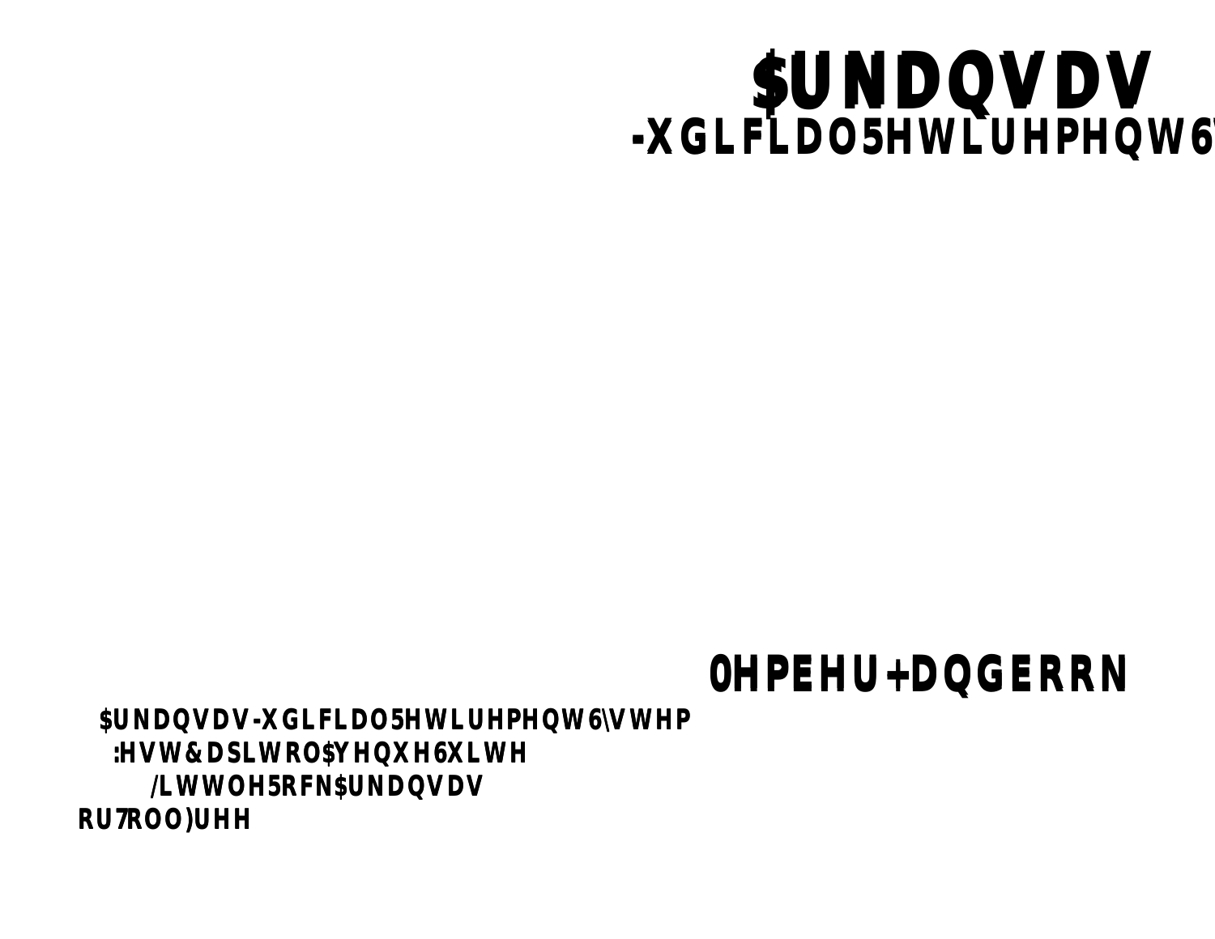# $UNDQVDV

## -XGLFLDO5HWLUHPHQW6\

## 0HPEHU+DQGERRN

$UNDQVDV-XGLFLDO5HWLUHPHQW6\VWHP
:HVW&DSLWRO$YHQXH6XLWH
/LWWOH5RFN$UNDQVDV
RU7ROO)UHH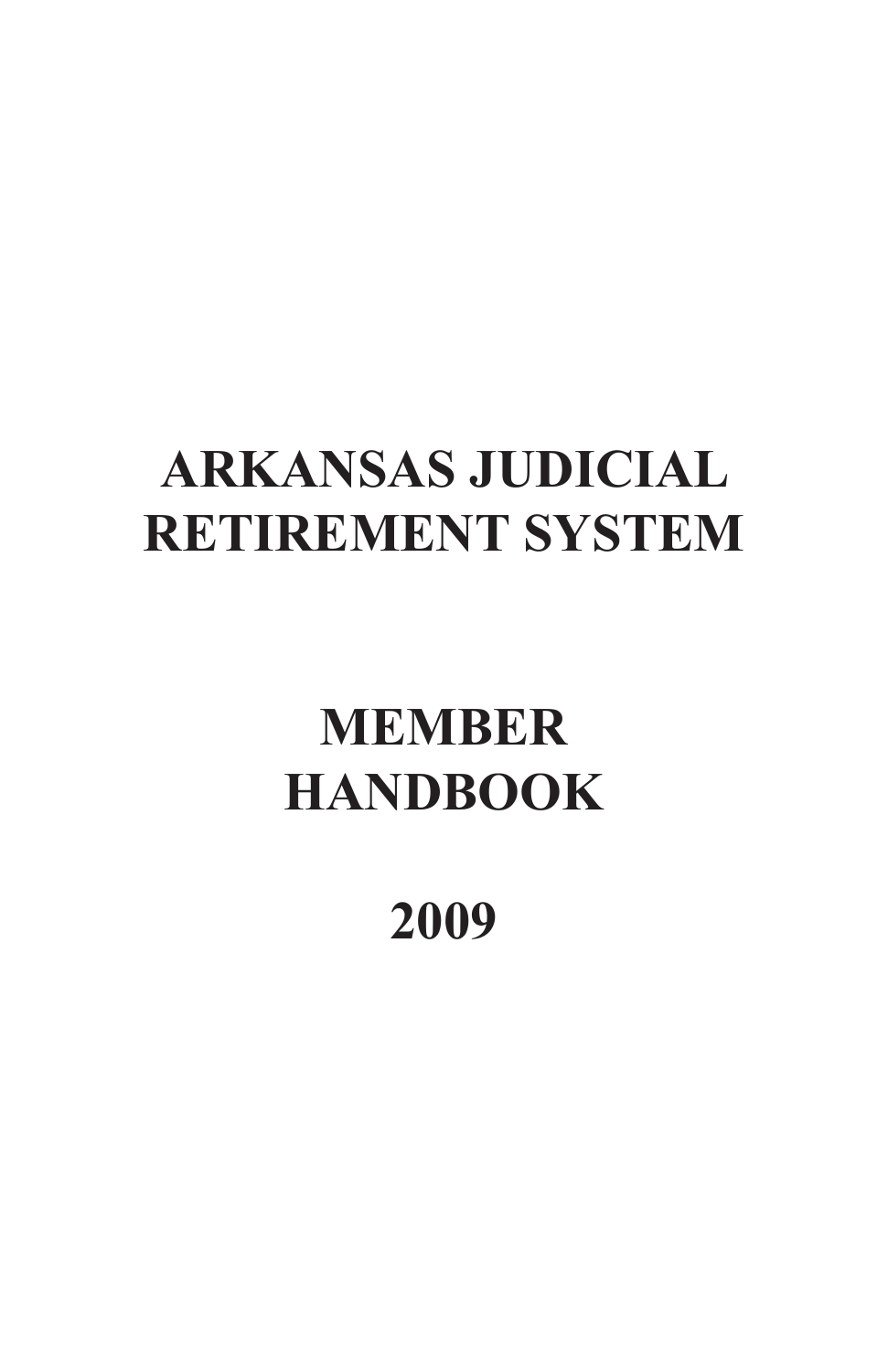# ARKANSAS JUDICIAL RETIREMENT SYSTEM

# MEMBER HANDBOOK

# 2009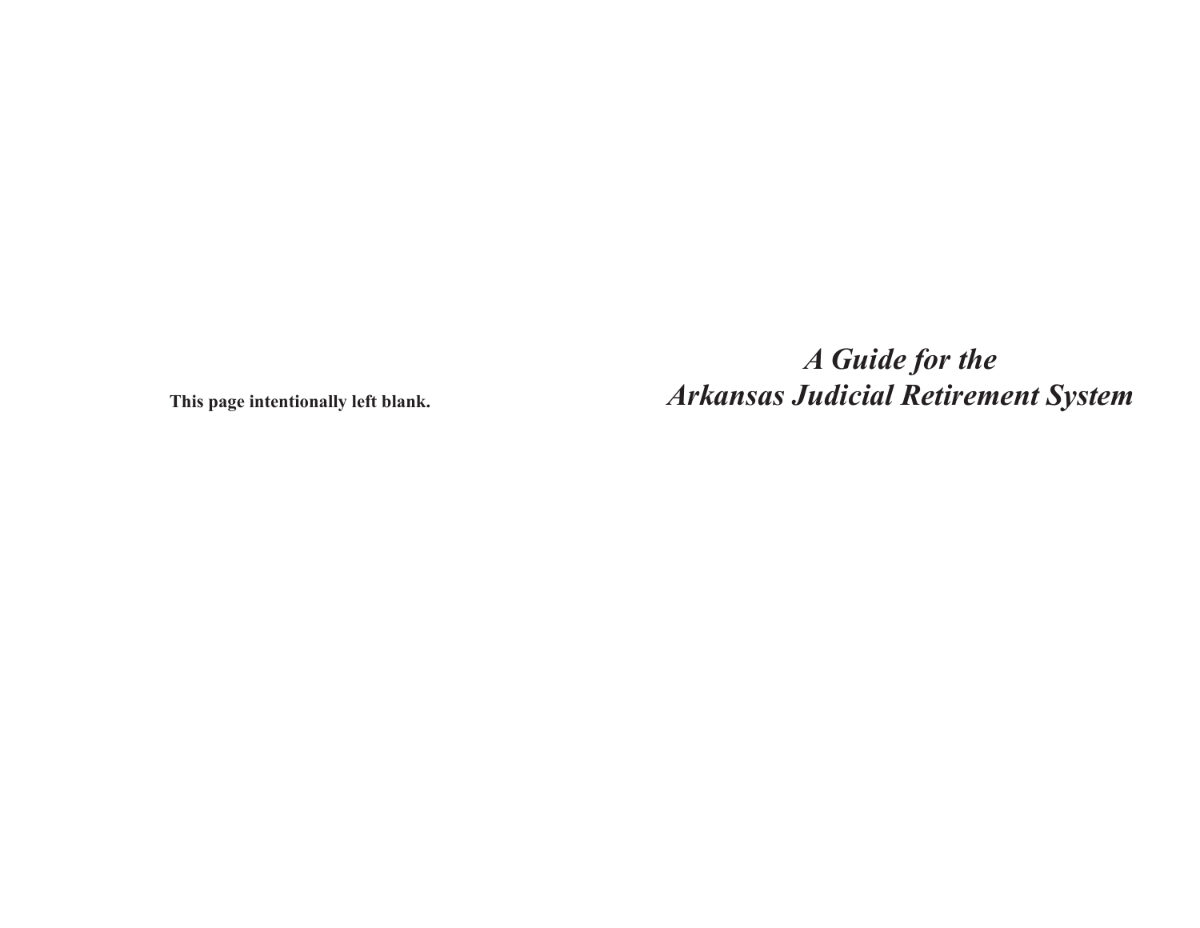**This page intentionally left blank.**

# *A Guide for the Arkansas Judicial Retirement System*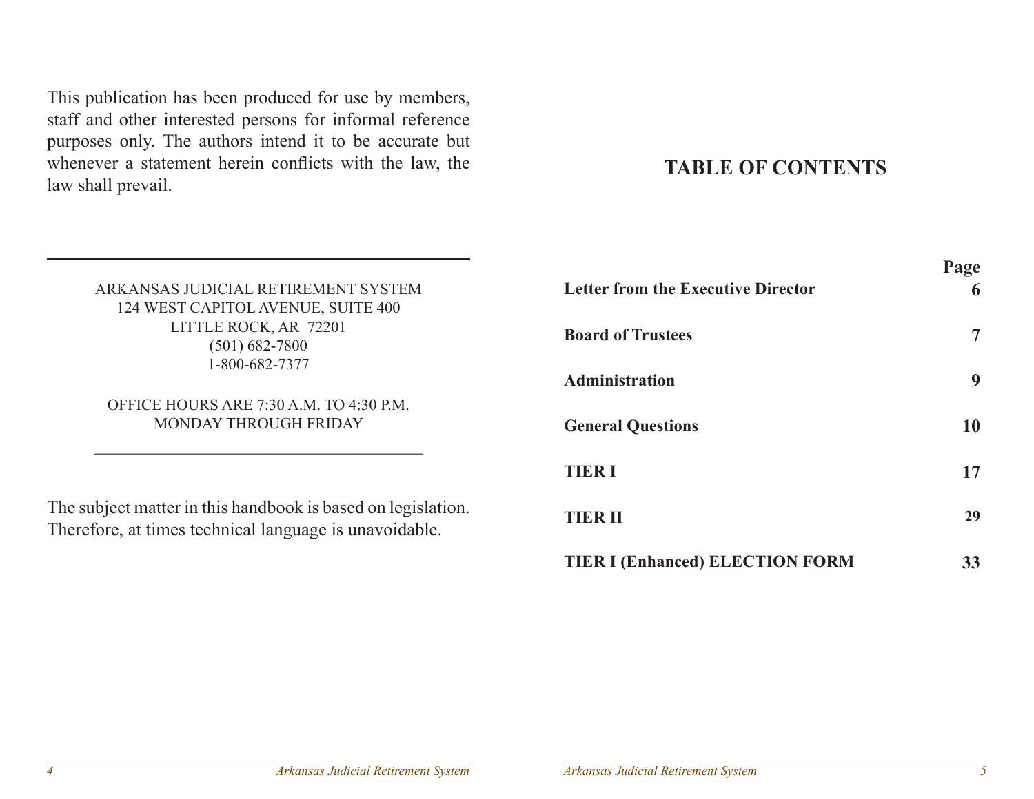This publication has been produced for use by members, staff and other interested persons for informal reference purposes only. The authors intend it to be accurate but whenever a statement herein conflicts with the law, the law shall prevail.

---

ARKANSAS JUDICIAL RETIREMENT SYSTEM
124 WEST CAPITOL AVENUE, SUITE 400
LITTLE ROCK, AR 72201
(501) 682-7800
1-800-682-7377

OFFICE HOURS ARE 7:30 A.M. TO 4:30 P.M.
MONDAY THROUGH FRIDAY

---

The subject matter in this handbook is based on legislation. Therefore, at times technical language is unavoidable.

# TABLE OF CONTENTS

| | Page |
|---|---|
| **Letter from the Executive Director** | **6** |
| **Board of Trustees** | **7** |
| **Administration** | **9** |
| **General Questions** | **10** |
| **TIER I** | **17** |
| **TIER II** | **29** |
| **TIER I (Enhanced) ELECTION FORM** | **33** |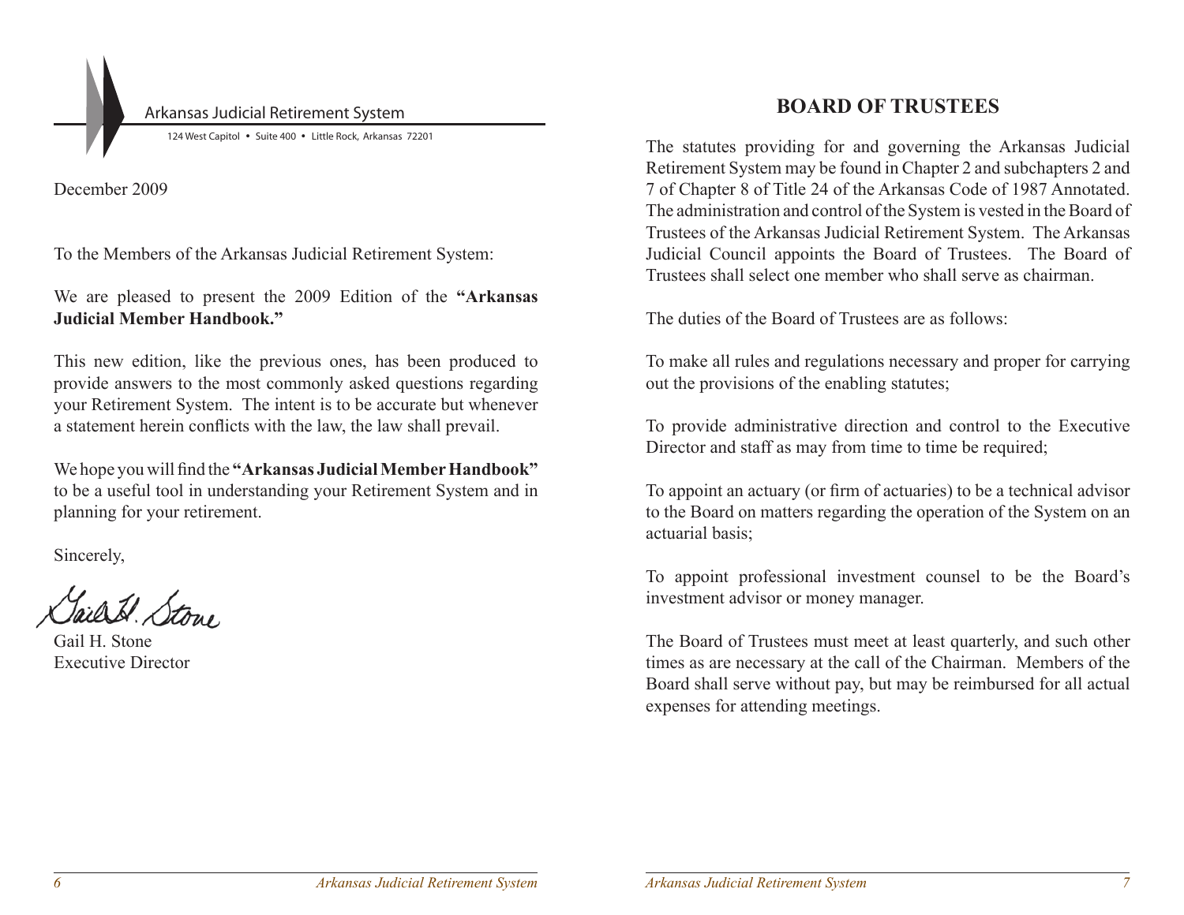Arkansas Judicial Retirement System

124 West Capitol • Suite 400 • Little Rock, Arkansas 72201

December 2009

To the Members of the Arkansas Judicial Retirement System:

We are pleased to present the 2009 Edition of the **"Arkansas Judicial Member Handbook."**

This new edition, like the previous ones, has been produced to provide answers to the most commonly asked questions regarding your Retirement System. The intent is to be accurate but whenever a statement herein conflicts with the law, the law shall prevail.

We hope you will find the **"Arkansas Judicial Member Handbook"** to be a useful tool in understanding your Retirement System and in planning for your retirement.

Sincerely,

Gail H. Stone
Executive Director

## BOARD OF TRUSTEES

The statutes providing for and governing the Arkansas Judicial Retirement System may be found in Chapter 2 and subchapters 2 and 7 of Chapter 8 of Title 24 of the Arkansas Code of 1987 Annotated. The administration and control of the System is vested in the Board of Trustees of the Arkansas Judicial Retirement System. The Arkansas Judicial Council appoints the Board of Trustees. The Board of Trustees shall select one member who shall serve as chairman.

The duties of the Board of Trustees are as follows:

To make all rules and regulations necessary and proper for carrying out the provisions of the enabling statutes;

To provide administrative direction and control to the Executive Director and staff as may from time to time be required;

To appoint an actuary (or firm of actuaries) to be a technical advisor to the Board on matters regarding the operation of the System on an actuarial basis;

To appoint professional investment counsel to be the Board's investment advisor or money manager.

The Board of Trustees must meet at least quarterly, and such other times as are necessary at the call of the Chairman. Members of the Board shall serve without pay, but may be reimbursed for all actual expenses for attending meetings.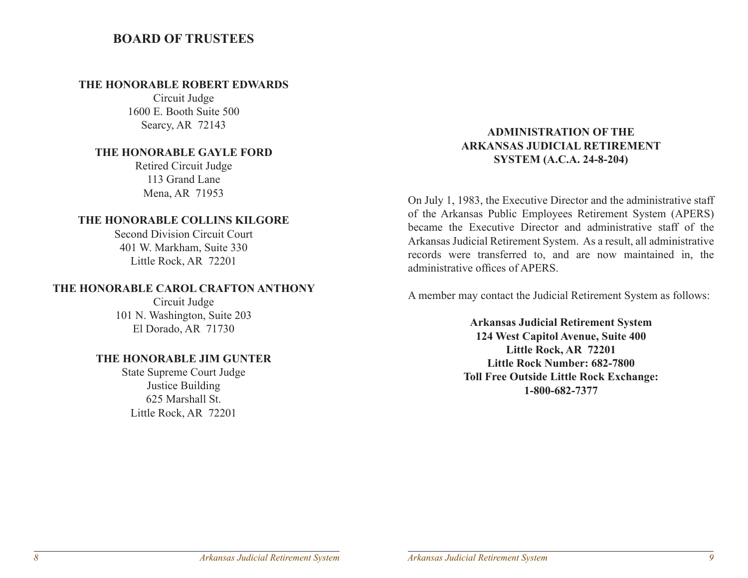## BOARD OF TRUSTEES

**THE HONORABLE ROBERT EDWARDS**
Circuit Judge
1600 E. Booth Suite 500
Searcy, AR 72143

**THE HONORABLE GAYLE FORD**
Retired Circuit Judge
113 Grand Lane
Mena, AR 71953

**THE HONORABLE COLLINS KILGORE**
Second Division Circuit Court
401 W. Markham, Suite 330
Little Rock, AR 72201

**THE HONORABLE CAROL CRAFTON ANTHONY**
Circuit Judge
101 N. Washington, Suite 203
El Dorado, AR 71730

**THE HONORABLE JIM GUNTER**
State Supreme Court Judge
Justice Building
625 Marshall St.
Little Rock, AR 72201

## ADMINISTRATION OF THE ARKANSAS JUDICIAL RETIREMENT SYSTEM (A.C.A. 24-8-204)

On July 1, 1983, the Executive Director and the administrative staff of the Arkansas Public Employees Retirement System (APERS) became the Executive Director and administrative staff of the Arkansas Judicial Retirement System. As a result, all administrative records were transferred to, and are now maintained in, the administrative offices of APERS.

A member may contact the Judicial Retirement System as follows:

**Arkansas Judicial Retirement System**
**124 West Capitol Avenue, Suite 400**
**Little Rock, AR 72201**
**Little Rock Number: 682-7800**
**Toll Free Outside Little Rock Exchange:**
**1-800-682-7377**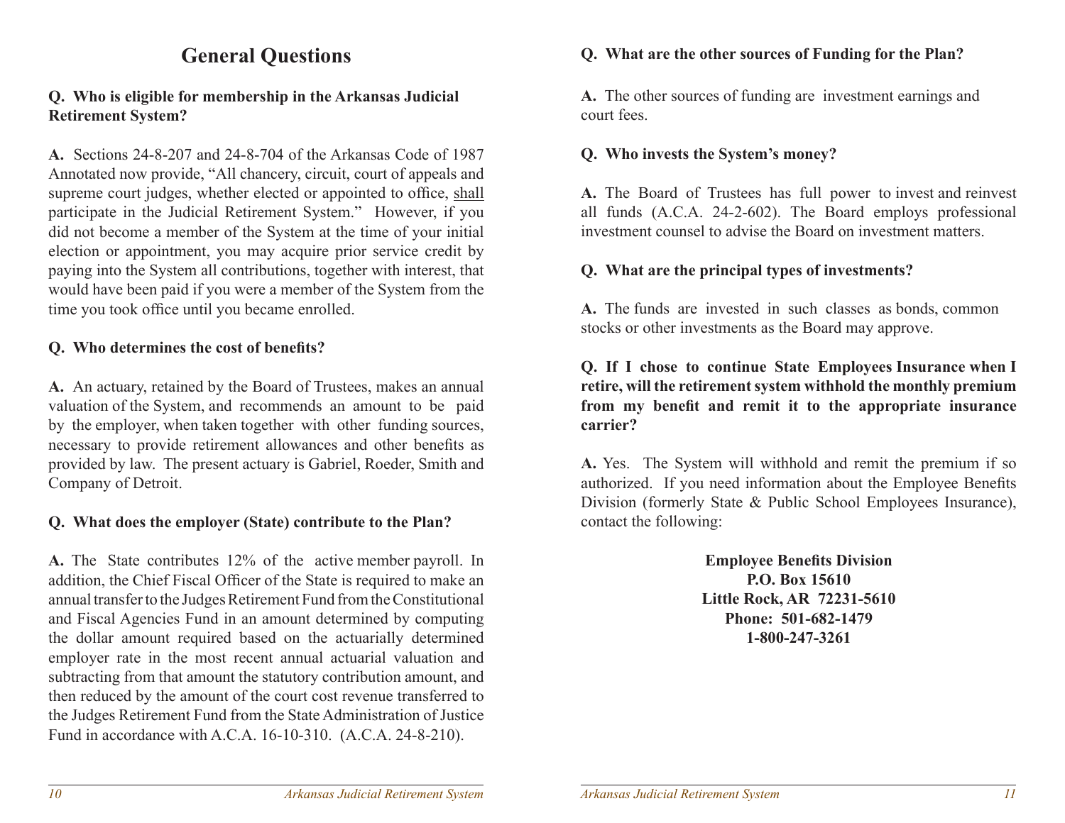## General Questions

**Q. Who is eligible for membership in the Arkansas Judicial Retirement System?**

**A.** Sections 24-8-207 and 24-8-704 of the Arkansas Code of 1987 Annotated now provide, "All chancery, circuit, court of appeals and supreme court judges, whether elected or appointed to office, shall participate in the Judicial Retirement System." However, if you did not become a member of the System at the time of your initial election or appointment, you may acquire prior service credit by paying into the System all contributions, together with interest, that would have been paid if you were a member of the System from the time you took office until you became enrolled.

**Q. Who determines the cost of benefits?**

**A.** An actuary, retained by the Board of Trustees, makes an annual valuation of the System, and recommends an amount to be paid by the employer, when taken together with other funding sources, necessary to provide retirement allowances and other benefits as provided by law. The present actuary is Gabriel, Roeder, Smith and Company of Detroit.

**Q. What does the employer (State) contribute to the Plan?**

**A.** The State contributes 12% of the active member payroll. In addition, the Chief Fiscal Officer of the State is required to make an annual transfer to the Judges Retirement Fund from the Constitutional and Fiscal Agencies Fund in an amount determined by computing the dollar amount required based on the actuarially determined employer rate in the most recent annual actuarial valuation and subtracting from that amount the statutory contribution amount, and then reduced by the amount of the court cost revenue transferred to the Judges Retirement Fund from the State Administration of Justice Fund in accordance with A.C.A. 16-10-310. (A.C.A. 24-8-210).

**Q. What are the other sources of Funding for the Plan?**

**A.** The other sources of funding are investment earnings and court fees.

**Q. Who invests the System's money?**

**A.** The Board of Trustees has full power to invest and reinvest all funds (A.C.A. 24-2-602). The Board employs professional investment counsel to advise the Board on investment matters.

**Q. What are the principal types of investments?**

**A.** The funds are invested in such classes as bonds, common stocks or other investments as the Board may approve.

**Q. If I chose to continue State Employees Insurance when I retire, will the retirement system withhold the monthly premium from my benefit and remit it to the appropriate insurance carrier?**

**A.** Yes. The System will withhold and remit the premium if so authorized. If you need information about the Employee Benefits Division (formerly State & Public School Employees Insurance), contact the following:

**Employee Benefits Division**
**P.O. Box 15610**
**Little Rock, AR 72231-5610**
**Phone: 501-682-1479**
**1-800-247-3261**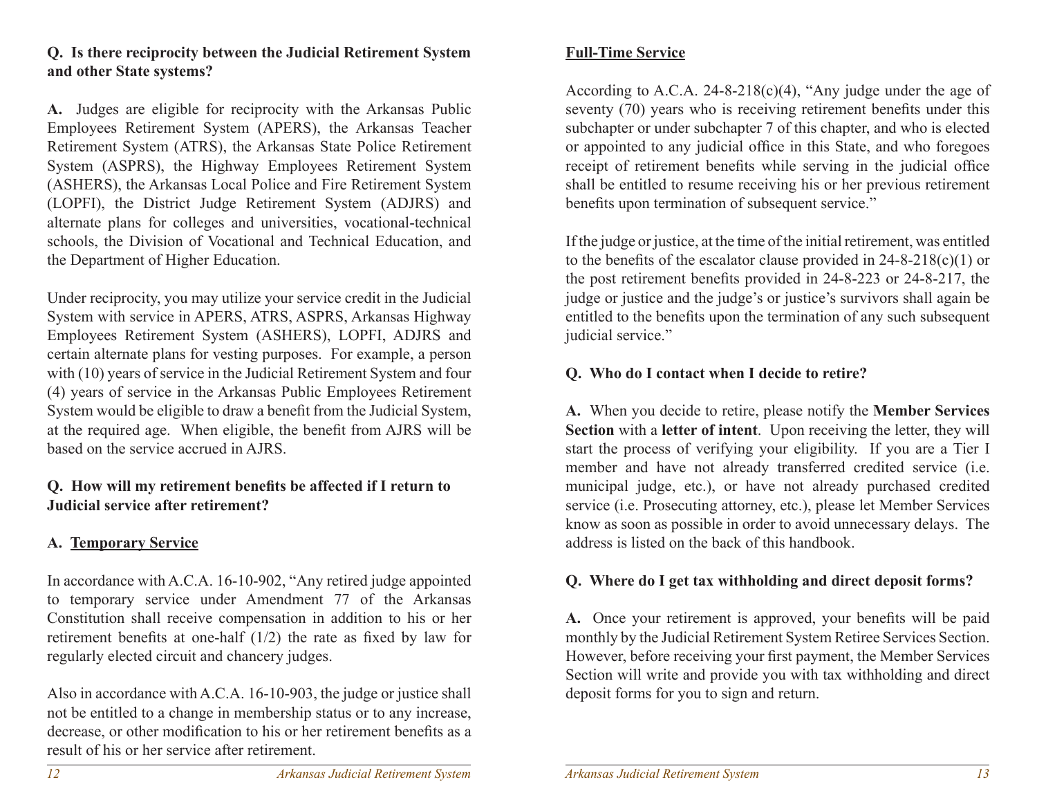**Q. Is there reciprocity between the Judicial Retirement System and other State systems?**

**A.** Judges are eligible for reciprocity with the Arkansas Public Employees Retirement System (APERS), the Arkansas Teacher Retirement System (ATRS), the Arkansas State Police Retirement System (ASPRS), the Highway Employees Retirement System (ASHERS), the Arkansas Local Police and Fire Retirement System (LOPFI), the District Judge Retirement System (ADJRS) and alternate plans for colleges and universities, vocational-technical schools, the Division of Vocational and Technical Education, and the Department of Higher Education.

Under reciprocity, you may utilize your service credit in the Judicial System with service in APERS, ATRS, ASPRS, Arkansas Highway Employees Retirement System (ASHERS), LOPFI, ADJRS and certain alternate plans for vesting purposes. For example, a person with (10) years of service in the Judicial Retirement System and four (4) years of service in the Arkansas Public Employees Retirement System would be eligible to draw a benefit from the Judicial System, at the required age. When eligible, the benefit from AJRS will be based on the service accrued in AJRS.

**Q. How will my retirement benefits be affected if I return to Judicial service after retirement?**

**A. <u>Temporary Service</u>**

In accordance with A.C.A. 16-10-902, "Any retired judge appointed to temporary service under Amendment 77 of the Arkansas Constitution shall receive compensation in addition to his or her retirement benefits at one-half (1/2) the rate as fixed by law for regularly elected circuit and chancery judges.

Also in accordance with A.C.A. 16-10-903, the judge or justice shall not be entitled to a change in membership status or to any increase, decrease, or other modification to his or her retirement benefits as a result of his or her service after retirement.

**<u>Full-Time Service</u>**

According to A.C.A. 24-8-218(c)(4), "Any judge under the age of seventy (70) years who is receiving retirement benefits under this subchapter or under subchapter 7 of this chapter, and who is elected or appointed to any judicial office in this State, and who foregoes receipt of retirement benefits while serving in the judicial office shall be entitled to resume receiving his or her previous retirement benefits upon termination of subsequent service."

If the judge or justice, at the time of the initial retirement, was entitled to the benefits of the escalator clause provided in 24-8-218(c)(1) or the post retirement benefits provided in 24-8-223 or 24-8-217, the judge or justice and the judge's or justice's survivors shall again be entitled to the benefits upon the termination of any such subsequent judicial service."

**Q. Who do I contact when I decide to retire?**

**A.** When you decide to retire, please notify the **Member Services Section** with a **letter of intent**. Upon receiving the letter, they will start the process of verifying your eligibility. If you are a Tier I member and have not already transferred credited service (i.e. municipal judge, etc.), or have not already purchased credited service (i.e. Prosecuting attorney, etc.), please let Member Services know as soon as possible in order to avoid unnecessary delays. The address is listed on the back of this handbook.

**Q. Where do I get tax withholding and direct deposit forms?**

**A.** Once your retirement is approved, your benefits will be paid monthly by the Judicial Retirement System Retiree Services Section. However, before receiving your first payment, the Member Services Section will write and provide you with tax withholding and direct deposit forms for you to sign and return.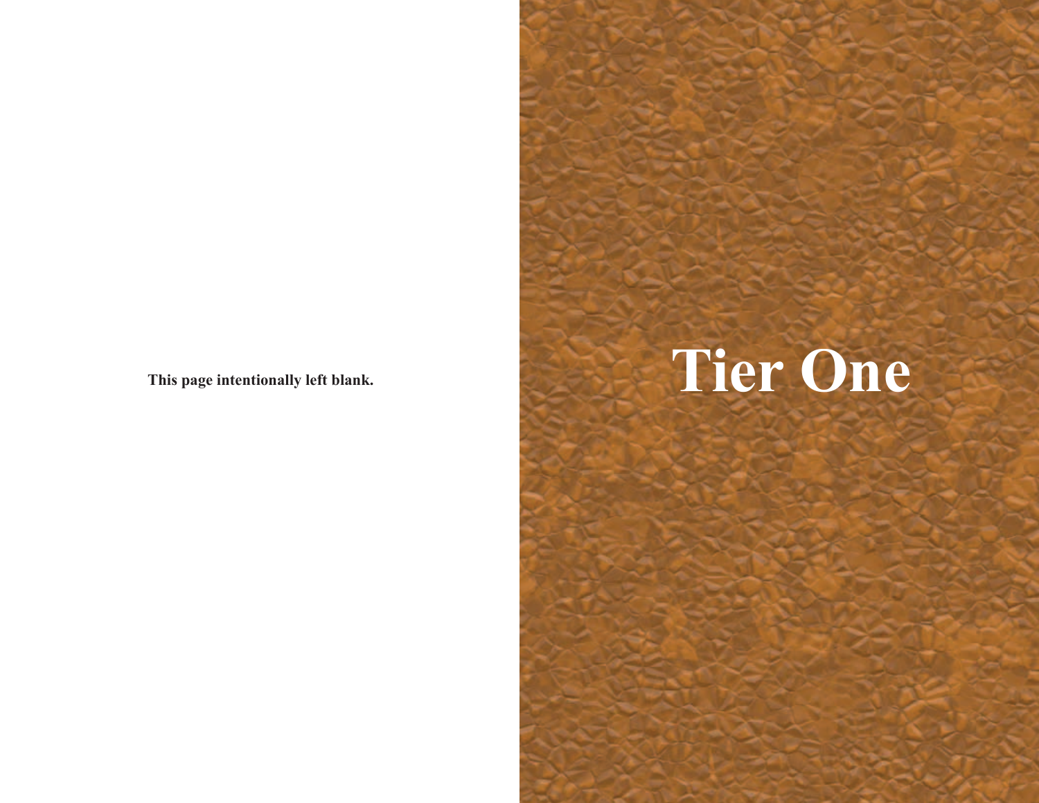This page intentionally left blank.

# Tier One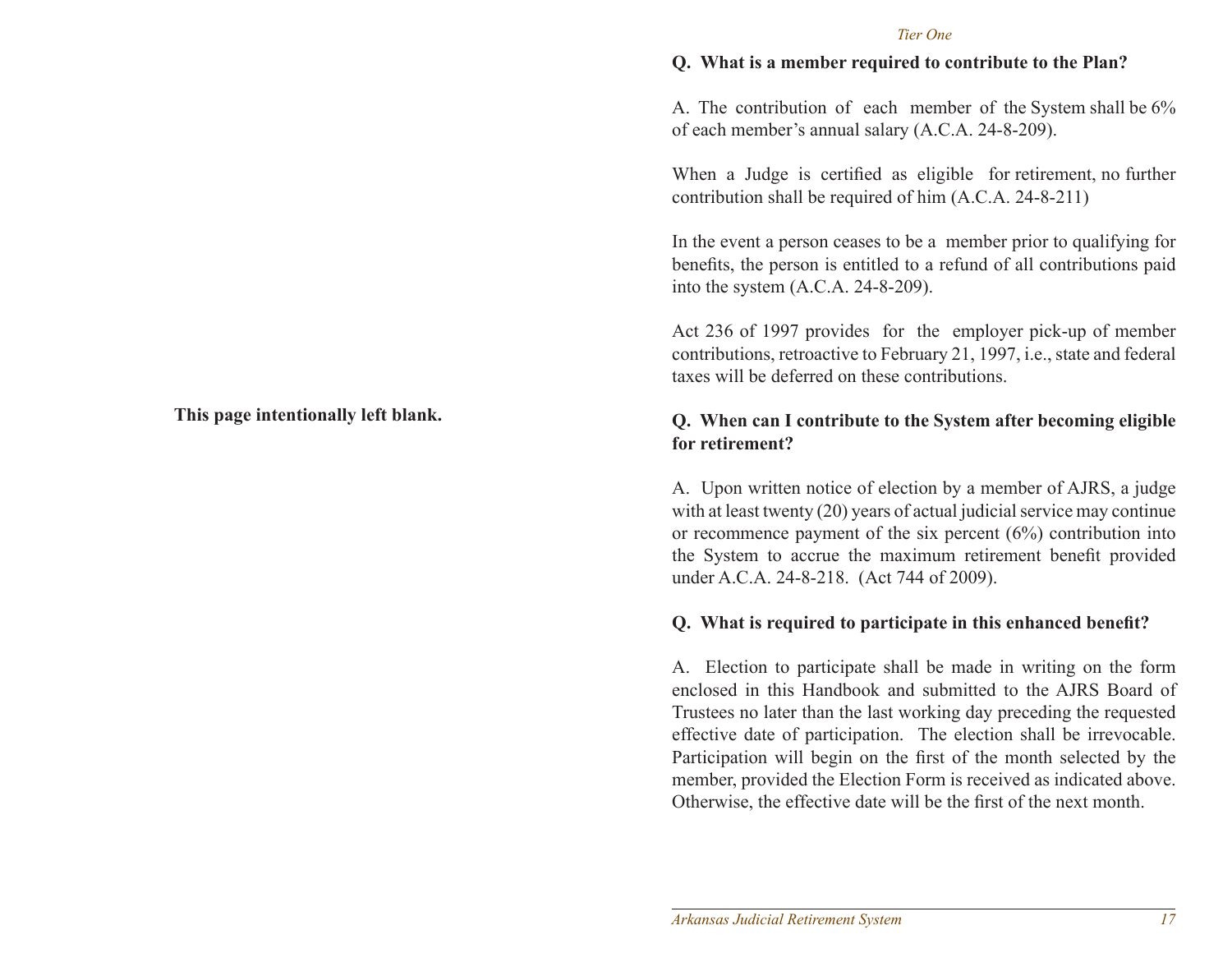**This page intentionally left blank.**

**Q. What is a member required to contribute to the Plan?**

A. The contribution of each member of the System shall be 6% of each member's annual salary (A.C.A. 24-8-209).

When a Judge is certified as eligible for retirement, no further contribution shall be required of him (A.C.A. 24-8-211)

In the event a person ceases to be a member prior to qualifying for benefits, the person is entitled to a refund of all contributions paid into the system (A.C.A. 24-8-209).

Act 236 of 1997 provides for the employer pick-up of member contributions, retroactive to February 21, 1997, i.e., state and federal taxes will be deferred on these contributions.

**Q. When can I contribute to the System after becoming eligible for retirement?**

A. Upon written notice of election by a member of AJRS, a judge with at least twenty (20) years of actual judicial service may continue or recommence payment of the six percent (6%) contribution into the System to accrue the maximum retirement benefit provided under A.C.A. 24-8-218. (Act 744 of 2009).

**Q. What is required to participate in this enhanced benefit?**

A. Election to participate shall be made in writing on the form enclosed in this Handbook and submitted to the AJRS Board of Trustees no later than the last working day preceding the requested effective date of participation. The election shall be irrevocable. Participation will begin on the first of the month selected by the member, provided the Election Form is received as indicated above. Otherwise, the effective date will be the first of the next month.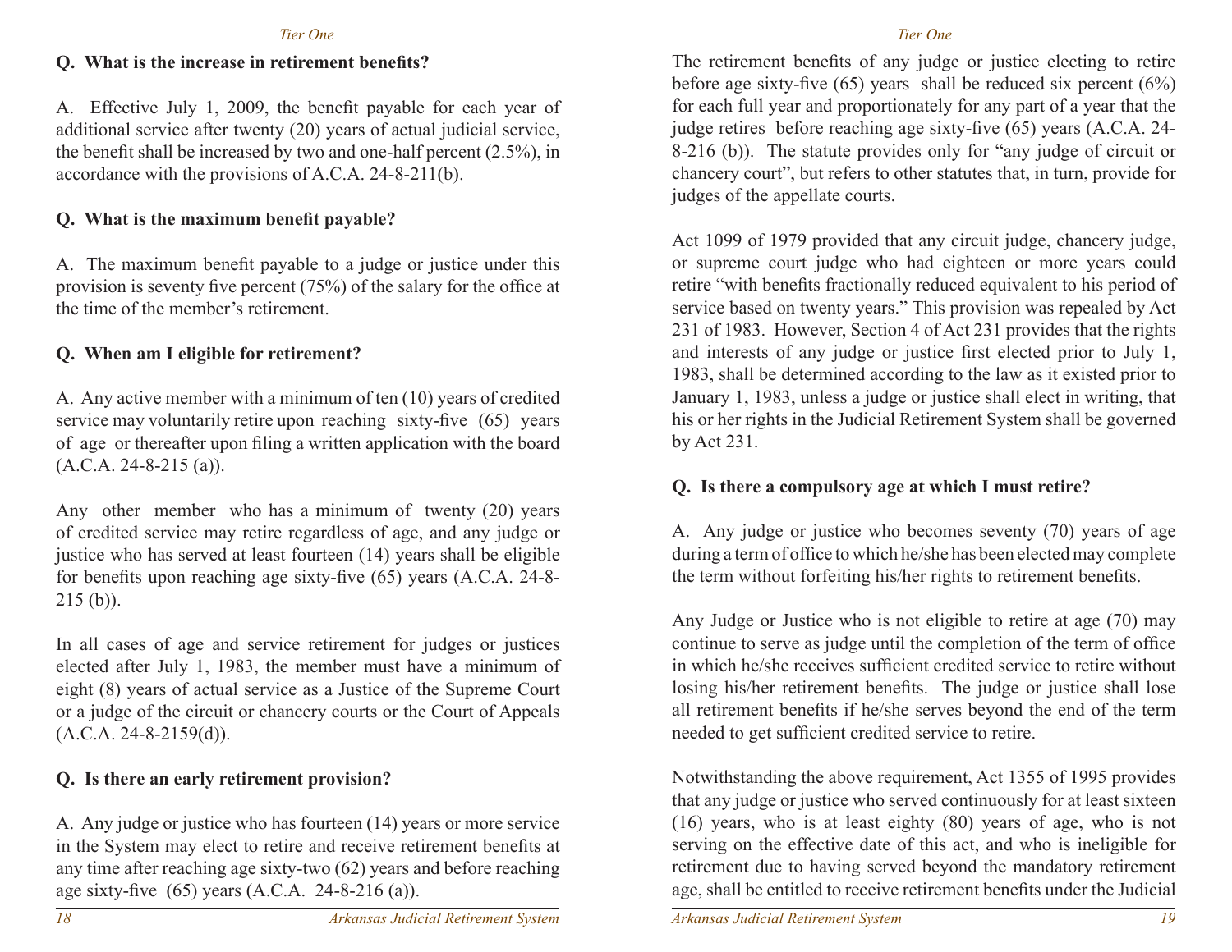**Q. What is the increase in retirement benefits?**

A. Effective July 1, 2009, the benefit payable for each year of additional service after twenty (20) years of actual judicial service, the benefit shall be increased by two and one-half percent (2.5%), in accordance with the provisions of A.C.A. 24-8-211(b).

**Q. What is the maximum benefit payable?**

A. The maximum benefit payable to a judge or justice under this provision is seventy five percent (75%) of the salary for the office at the time of the member's retirement.

**Q. When am I eligible for retirement?**

A. Any active member with a minimum of ten (10) years of credited service may voluntarily retire upon reaching sixty-five (65) years of age or thereafter upon filing a written application with the board (A.C.A. 24-8-215 (a)).

Any other member who has a minimum of twenty (20) years of credited service may retire regardless of age, and any judge or justice who has served at least fourteen (14) years shall be eligible for benefits upon reaching age sixty-five (65) years (A.C.A. 24-8-215 (b)).

In all cases of age and service retirement for judges or justices elected after July 1, 1983, the member must have a minimum of eight (8) years of actual service as a Justice of the Supreme Court or a judge of the circuit or chancery courts or the Court of Appeals (A.C.A. 24-8-2159(d)).

**Q. Is there an early retirement provision?**

A. Any judge or justice who has fourteen (14) years or more service in the System may elect to retire and receive retirement benefits at any time after reaching age sixty-two (62) years and before reaching age sixty-five (65) years (A.C.A. 24-8-216 (a)).

The retirement benefits of any judge or justice electing to retire before age sixty-five (65) years shall be reduced six percent (6%) for each full year and proportionately for any part of a year that the judge retires before reaching age sixty-five (65) years (A.C.A. 24-8-216 (b)). The statute provides only for "any judge of circuit or chancery court", but refers to other statutes that, in turn, provide for judges of the appellate courts.

Act 1099 of 1979 provided that any circuit judge, chancery judge, or supreme court judge who had eighteen or more years could retire "with benefits fractionally reduced equivalent to his period of service based on twenty years." This provision was repealed by Act 231 of 1983. However, Section 4 of Act 231 provides that the rights and interests of any judge or justice first elected prior to July 1, 1983, shall be determined according to the law as it existed prior to January 1, 1983, unless a judge or justice shall elect in writing, that his or her rights in the Judicial Retirement System shall be governed by Act 231.

**Q. Is there a compulsory age at which I must retire?**

A. Any judge or justice who becomes seventy (70) years of age during a term of office to which he/she has been elected may complete the term without forfeiting his/her rights to retirement benefits.

Any Judge or Justice who is not eligible to retire at age (70) may continue to serve as judge until the completion of the term of office in which he/she receives sufficient credited service to retire without losing his/her retirement benefits. The judge or justice shall lose all retirement benefits if he/she serves beyond the end of the term needed to get sufficient credited service to retire.

Notwithstanding the above requirement, Act 1355 of 1995 provides that any judge or justice who served continuously for at least sixteen (16) years, who is at least eighty (80) years of age, who is not serving on the effective date of this act, and who is ineligible for retirement due to having served beyond the mandatory retirement age, shall be entitled to receive retirement benefits under the Judicial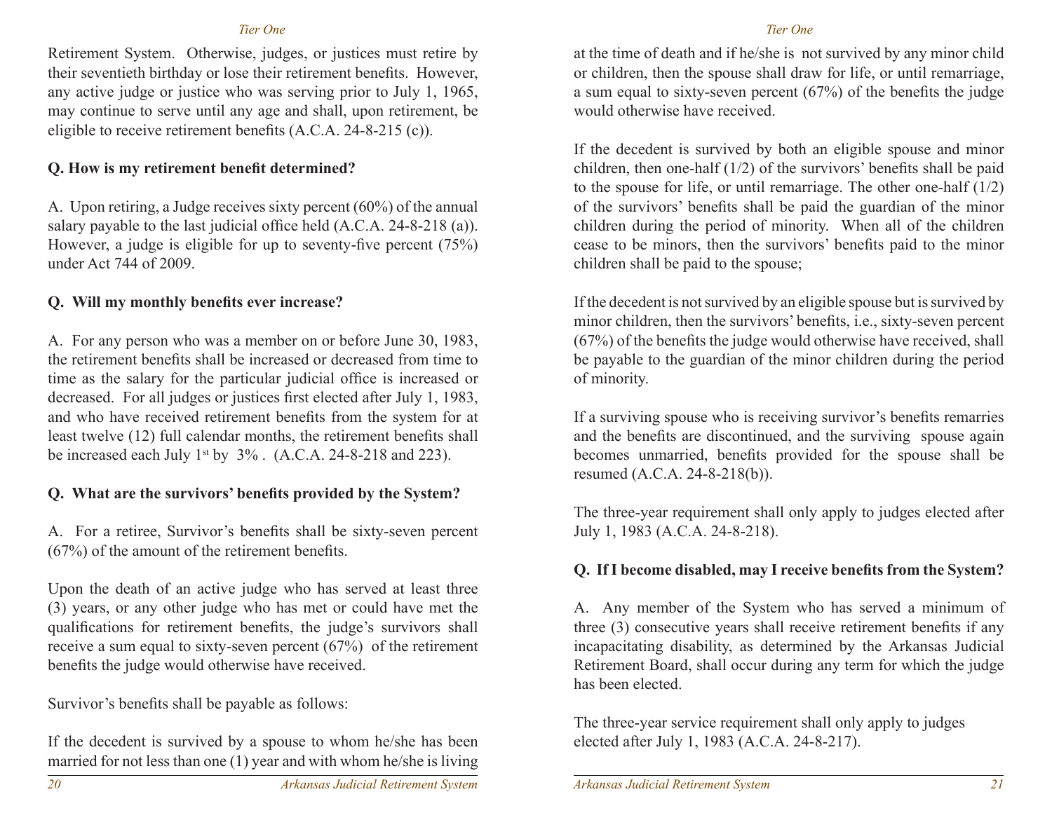Retirement System. Otherwise, judges, or justices must retire by their seventieth birthday or lose their retirement benefits. However, any active judge or justice who was serving prior to July 1, 1965, may continue to serve until any age and shall, upon retirement, be eligible to receive retirement benefits (A.C.A. 24-8-215 (c)).

**Q. How is my retirement benefit determined?**

A. Upon retiring, a Judge receives sixty percent (60%) of the annual salary payable to the last judicial office held (A.C.A. 24-8-218 (a)). However, a judge is eligible for up to seventy-five percent (75%) under Act 744 of 2009.

**Q. Will my monthly benefits ever increase?**

A. For any person who was a member on or before June 30, 1983, the retirement benefits shall be increased or decreased from time to time as the salary for the particular judicial office is increased or decreased. For all judges or justices first elected after July 1, 1983, and who have received retirement benefits from the system for at least twelve (12) full calendar months, the retirement benefits shall be increased each July 1st by 3% . (A.C.A. 24-8-218 and 223).

**Q. What are the survivors' benefits provided by the System?**

A. For a retiree, Survivor's benefits shall be sixty-seven percent (67%) of the amount of the retirement benefits.

Upon the death of an active judge who has served at least three (3) years, or any other judge who has met or could have met the qualifications for retirement benefits, the judge's survivors shall receive a sum equal to sixty-seven percent (67%) of the retirement benefits the judge would otherwise have received.

Survivor's benefits shall be payable as follows:

If the decedent is survived by a spouse to whom he/she has been married for not less than one (1) year and with whom he/she is living at the time of death and if he/she is not survived by any minor child or children, then the spouse shall draw for life, or until remarriage, a sum equal to sixty-seven percent (67%) of the benefits the judge would otherwise have received.

If the decedent is survived by both an eligible spouse and minor children, then one-half (1/2) of the survivors' benefits shall be paid to the spouse for life, or until remarriage. The other one-half (1/2) of the survivors' benefits shall be paid the guardian of the minor children during the period of minority. When all of the children cease to be minors, then the survivors' benefits paid to the minor children shall be paid to the spouse;

If the decedent is not survived by an eligible spouse but is survived by minor children, then the survivors' benefits, i.e., sixty-seven percent (67%) of the benefits the judge would otherwise have received, shall be payable to the guardian of the minor children during the period of minority.

If a surviving spouse who is receiving survivor's benefits remarries and the benefits are discontinued, and the surviving spouse again becomes unmarried, benefits provided for the spouse shall be resumed (A.C.A. 24-8-218(b)).

The three-year requirement shall only apply to judges elected after July 1, 1983 (A.C.A. 24-8-218).

**Q. If I become disabled, may I receive benefits from the System?**

A. Any member of the System who has served a minimum of three (3) consecutive years shall receive retirement benefits if any incapacitating disability, as determined by the Arkansas Judicial Retirement Board, shall occur during any term for which the judge has been elected.

The three-year service requirement shall only apply to judges elected after July 1, 1983 (A.C.A. 24-8-217).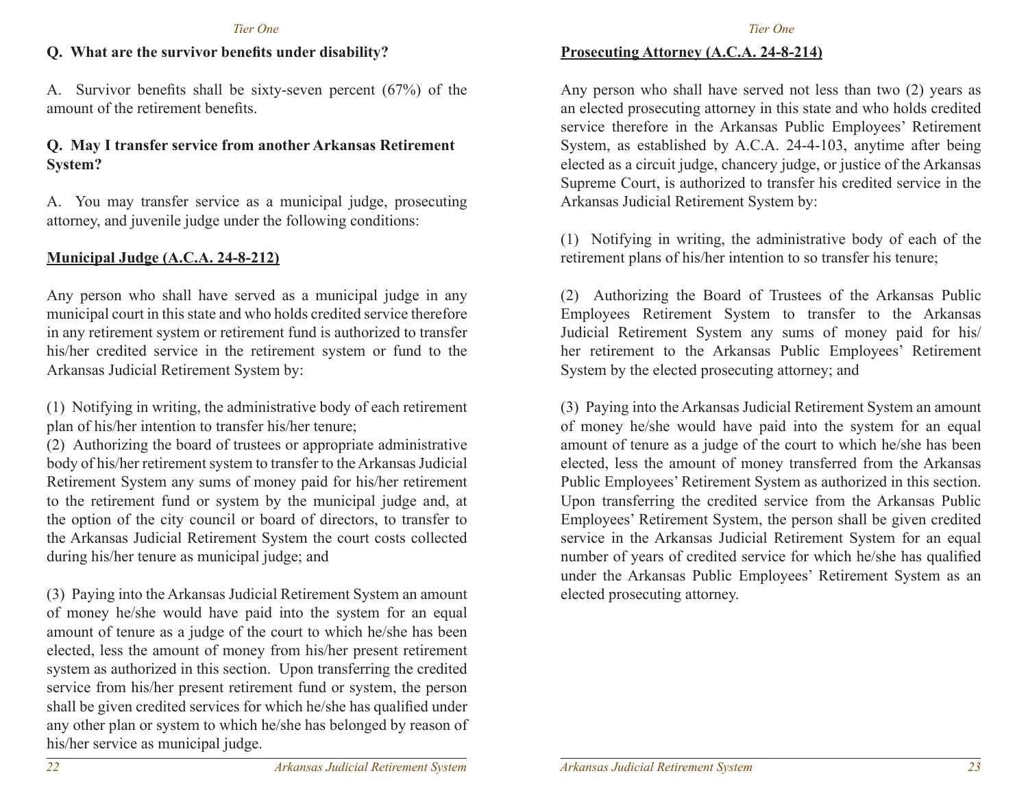**Q. What are the survivor benefits under disability?**

A. Survivor benefits shall be sixty-seven percent (67%) of the amount of the retirement benefits.

**Q. May I transfer service from another Arkansas Retirement System?**

A. You may transfer service as a municipal judge, prosecuting attorney, and juvenile judge under the following conditions:

**Municipal Judge (A.C.A. 24-8-212)**

Any person who shall have served as a municipal judge in any municipal court in this state and who holds credited service therefore in any retirement system or retirement fund is authorized to transfer his/her credited service in the retirement system or fund to the Arkansas Judicial Retirement System by:

(1) Notifying in writing, the administrative body of each retirement plan of his/her intention to transfer his/her tenure;
(2) Authorizing the board of trustees or appropriate administrative body of his/her retirement system to transfer to the Arkansas Judicial Retirement System any sums of money paid for his/her retirement to the retirement fund or system by the municipal judge and, at the option of the city council or board of directors, to transfer to the Arkansas Judicial Retirement System the court costs collected during his/her tenure as municipal judge; and

(3) Paying into the Arkansas Judicial Retirement System an amount of money he/she would have paid into the system for an equal amount of tenure as a judge of the court to which he/she has been elected, less the amount of money from his/her present retirement system as authorized in this section. Upon transferring the credited service from his/her present retirement fund or system, the person shall be given credited services for which he/she has qualified under any other plan or system to which he/she has belonged by reason of his/her service as municipal judge.

**Prosecuting Attorney (A.C.A. 24-8-214)**

Any person who shall have served not less than two (2) years as an elected prosecuting attorney in this state and who holds credited service therefore in the Arkansas Public Employees' Retirement System, as established by A.C.A. 24-4-103, anytime after being elected as a circuit judge, chancery judge, or justice of the Arkansas Supreme Court, is authorized to transfer his credited service in the Arkansas Judicial Retirement System by:

(1) Notifying in writing, the administrative body of each of the retirement plans of his/her intention to so transfer his tenure;

(2) Authorizing the Board of Trustees of the Arkansas Public Employees Retirement System to transfer to the Arkansas Judicial Retirement System any sums of money paid for his/her retirement to the Arkansas Public Employees' Retirement System by the elected prosecuting attorney; and

(3) Paying into the Arkansas Judicial Retirement System an amount of money he/she would have paid into the system for an equal amount of tenure as a judge of the court to which he/she has been elected, less the amount of money transferred from the Arkansas Public Employees' Retirement System as authorized in this section. Upon transferring the credited service from the Arkansas Public Employees' Retirement System, the person shall be given credited service in the Arkansas Judicial Retirement System for an equal number of years of credited service for which he/she has qualified under the Arkansas Public Employees' Retirement System as an elected prosecuting attorney.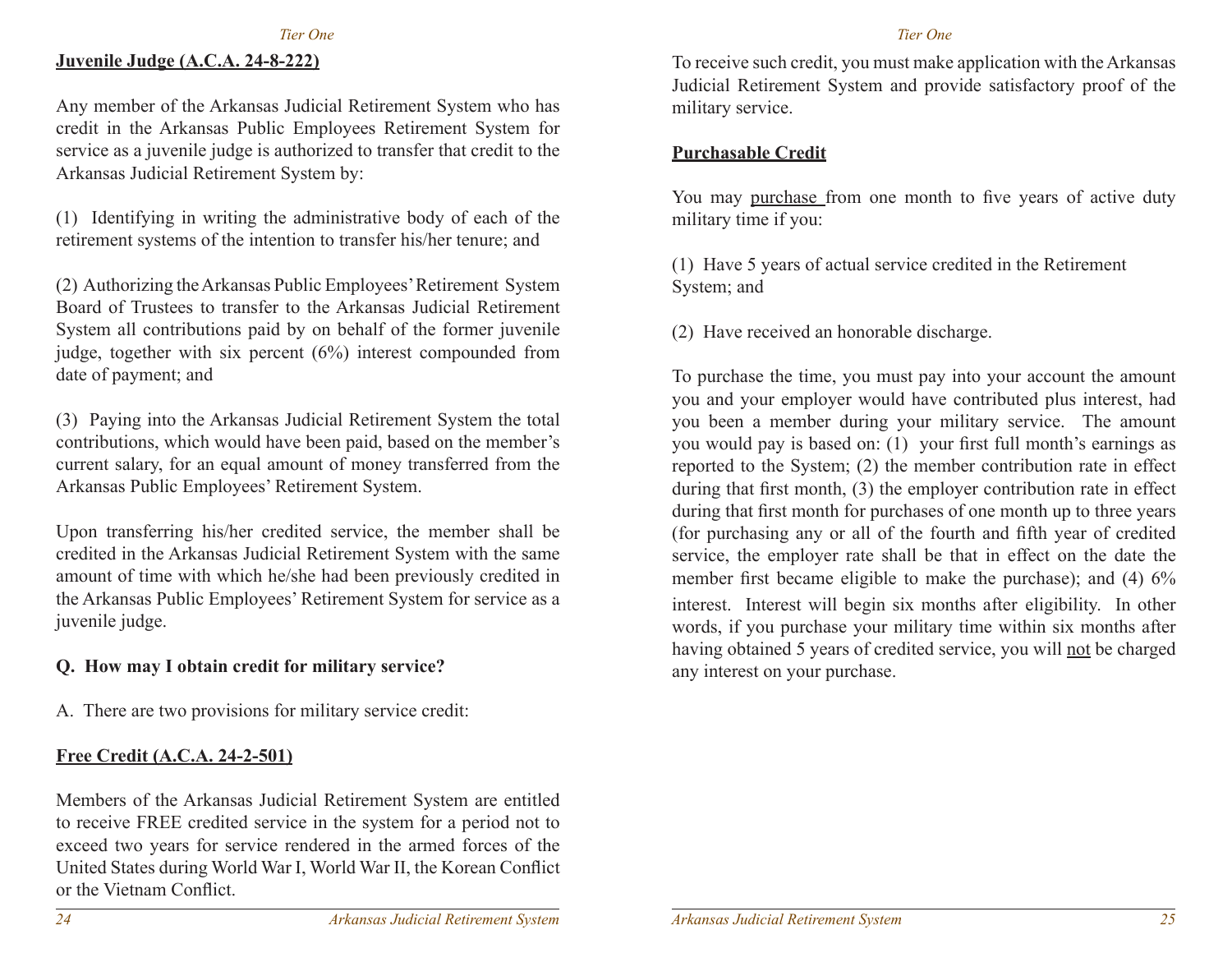**Juvenile Judge (A.C.A. 24-8-222)**

Any member of the Arkansas Judicial Retirement System who has credit in the Arkansas Public Employees Retirement System for service as a juvenile judge is authorized to transfer that credit to the Arkansas Judicial Retirement System by:

(1) Identifying in writing the administrative body of each of the retirement systems of the intention to transfer his/her tenure; and

(2) Authorizing the Arkansas Public Employees' Retirement System Board of Trustees to transfer to the Arkansas Judicial Retirement System all contributions paid by on behalf of the former juvenile judge, together with six percent (6%) interest compounded from date of payment; and

(3) Paying into the Arkansas Judicial Retirement System the total contributions, which would have been paid, based on the member's current salary, for an equal amount of money transferred from the Arkansas Public Employees' Retirement System.

Upon transferring his/her credited service, the member shall be credited in the Arkansas Judicial Retirement System with the same amount of time with which he/she had been previously credited in the Arkansas Public Employees' Retirement System for service as a juvenile judge.

**Q. How may I obtain credit for military service?**

A. There are two provisions for military service credit:

**Free Credit (A.C.A. 24-2-501)**

Members of the Arkansas Judicial Retirement System are entitled to receive FREE credited service in the system for a period not to exceed two years for service rendered in the armed forces of the United States during World War I, World War II, the Korean Conflict or the Vietnam Conflict.

To receive such credit, you must make application with the Arkansas Judicial Retirement System and provide satisfactory proof of the military service.

**Purchasable Credit**

You may purchase from one month to five years of active duty military time if you:

(1) Have 5 years of actual service credited in the Retirement System; and

(2) Have received an honorable discharge.

To purchase the time, you must pay into your account the amount you and your employer would have contributed plus interest, had you been a member during your military service. The amount you would pay is based on: (1) your first full month's earnings as reported to the System; (2) the member contribution rate in effect during that first month, (3) the employer contribution rate in effect during that first month for purchases of one month up to three years (for purchasing any or all of the fourth and fifth year of credited service, the employer rate shall be that in effect on the date the member first became eligible to make the purchase); and (4) 6% interest. Interest will begin six months after eligibility. In other words, if you purchase your military time within six months after having obtained 5 years of credited service, you will not be charged any interest on your purchase.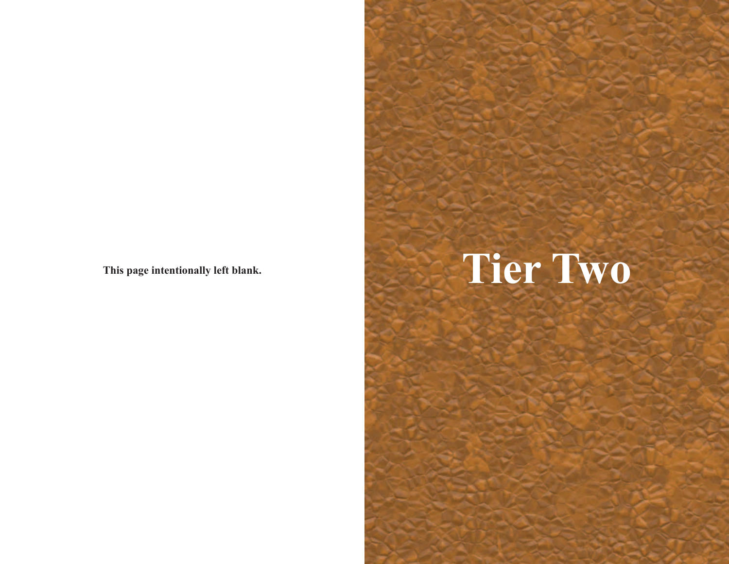**This page intentionally left blank.**

# Tier Two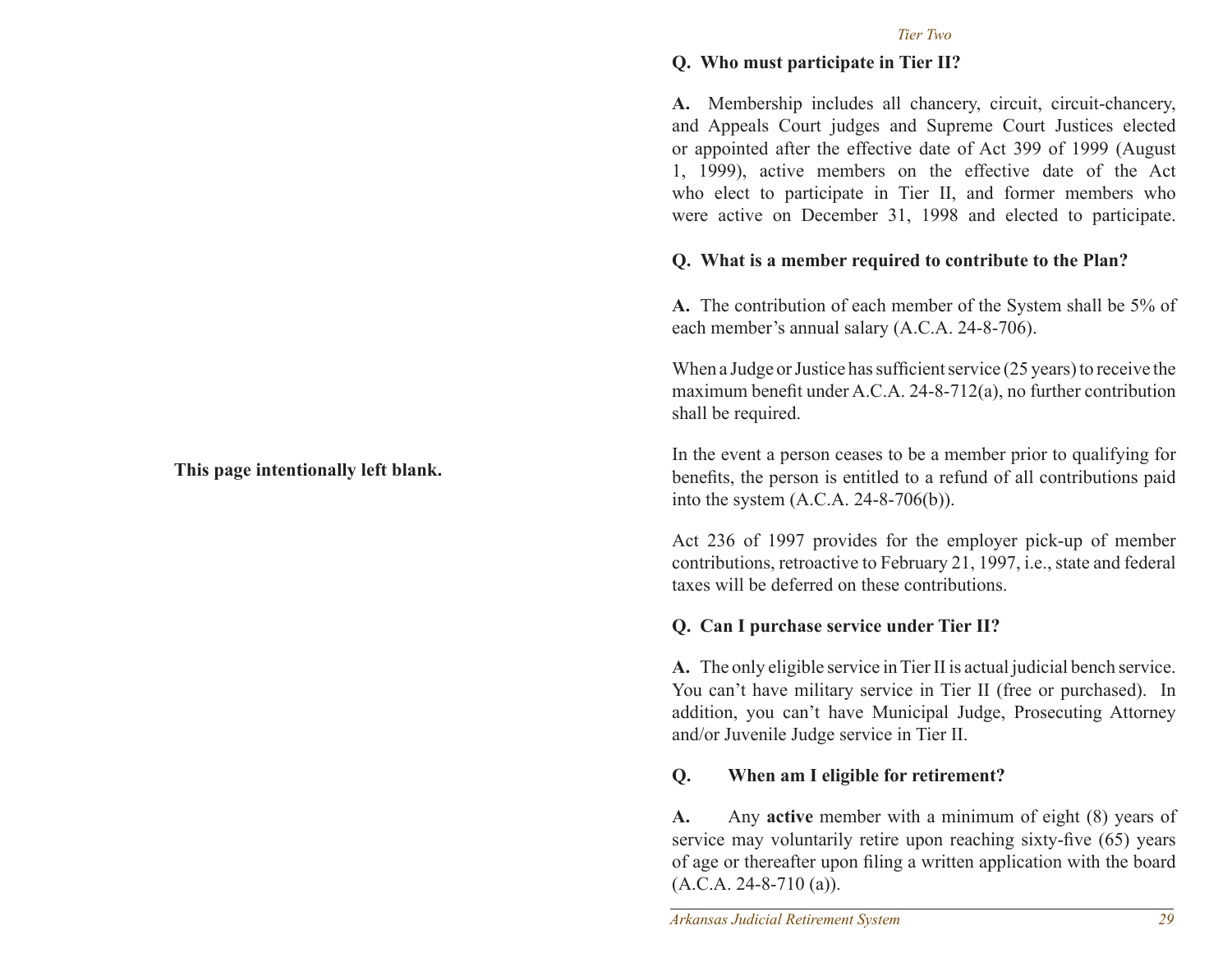This page intentionally left blank.

**Q. Who must participate in Tier II?**

**A.** Membership includes all chancery, circuit, circuit-chancery, and Appeals Court judges and Supreme Court Justices elected or appointed after the effective date of Act 399 of 1999 (August 1, 1999), active members on the effective date of the Act who elect to participate in Tier II, and former members who were active on December 31, 1998 and elected to participate.

**Q. What is a member required to contribute to the Plan?**

**A.** The contribution of each member of the System shall be 5% of each member's annual salary (A.C.A. 24-8-706).

When a Judge or Justice has sufficient service (25 years) to receive the maximum benefit under A.C.A. 24-8-712(a), no further contribution shall be required.

In the event a person ceases to be a member prior to qualifying for benefits, the person is entitled to a refund of all contributions paid into the system (A.C.A. 24-8-706(b)).

Act 236 of 1997 provides for the employer pick-up of member contributions, retroactive to February 21, 1997, i.e., state and federal taxes will be deferred on these contributions.

**Q. Can I purchase service under Tier II?**

**A.** The only eligible service in Tier II is actual judicial bench service. You can't have military service in Tier II (free or purchased). In addition, you can't have Municipal Judge, Prosecuting Attorney and/or Juvenile Judge service in Tier II.

**Q. When am I eligible for retirement?**

**A.** Any **active** member with a minimum of eight (8) years of service may voluntarily retire upon reaching sixty-five (65) years of age or thereafter upon filing a written application with the board (A.C.A. 24-8-710 (a)).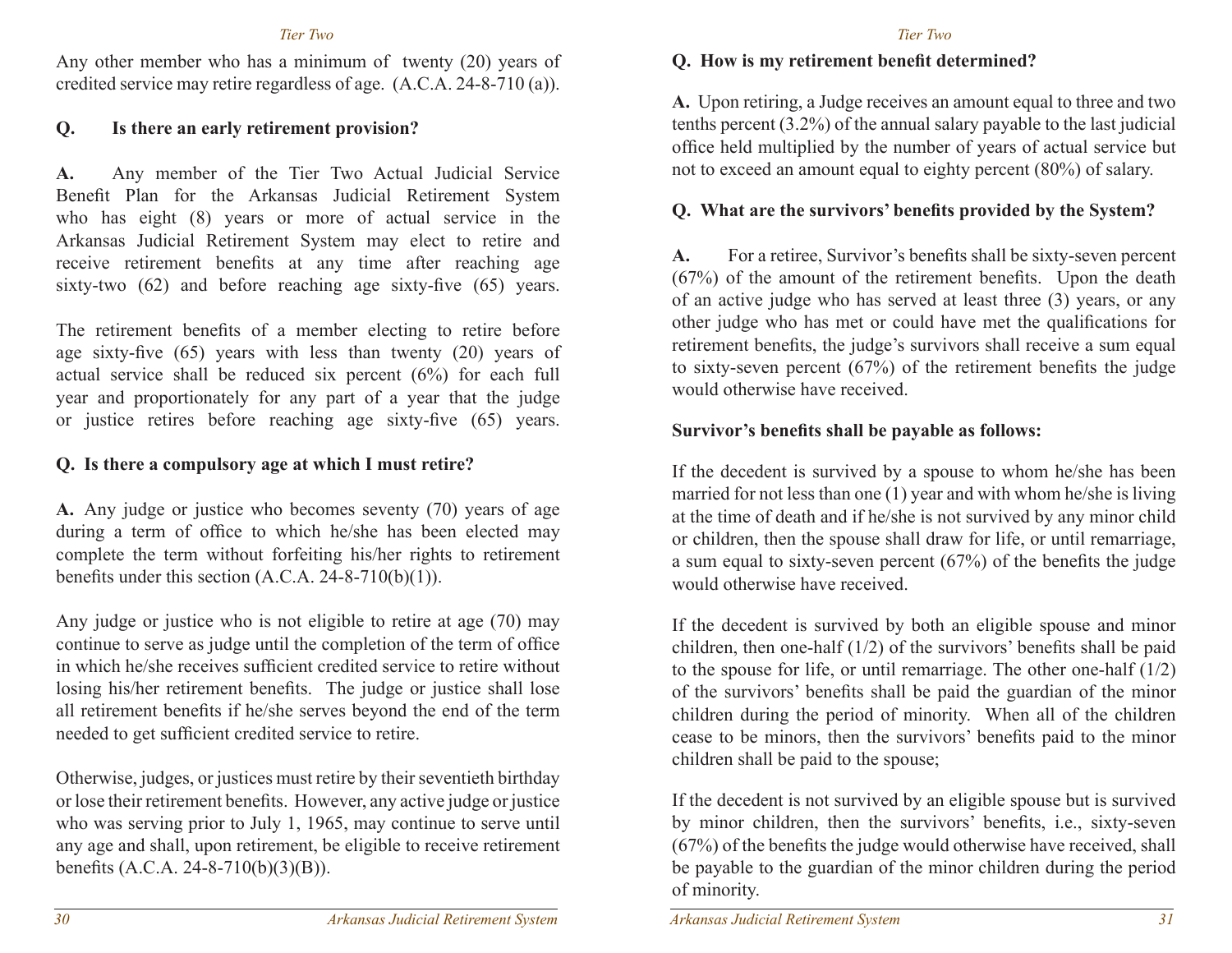Any other member who has a minimum of twenty (20) years of credited service may retire regardless of age. (A.C.A. 24-8-710 (a)).

**Q. Is there an early retirement provision?**

**A.** Any member of the Tier Two Actual Judicial Service Benefit Plan for the Arkansas Judicial Retirement System who has eight (8) years or more of actual service in the Arkansas Judicial Retirement System may elect to retire and receive retirement benefits at any time after reaching age sixty-two (62) and before reaching age sixty-five (65) years.

The retirement benefits of a member electing to retire before age sixty-five (65) years with less than twenty (20) years of actual service shall be reduced six percent (6%) for each full year and proportionately for any part of a year that the judge or justice retires before reaching age sixty-five (65) years.

**Q. Is there a compulsory age at which I must retire?**

**A.** Any judge or justice who becomes seventy (70) years of age during a term of office to which he/she has been elected may complete the term without forfeiting his/her rights to retirement benefits under this section (A.C.A. 24-8-710(b)(1)).

Any judge or justice who is not eligible to retire at age (70) may continue to serve as judge until the completion of the term of office in which he/she receives sufficient credited service to retire without losing his/her retirement benefits. The judge or justice shall lose all retirement benefits if he/she serves beyond the end of the term needed to get sufficient credited service to retire.

Otherwise, judges, or justices must retire by their seventieth birthday or lose their retirement benefits. However, any active judge or justice who was serving prior to July 1, 1965, may continue to serve until any age and shall, upon retirement, be eligible to receive retirement benefits (A.C.A. 24-8-710(b)(3)(B)).

**Q. How is my retirement benefit determined?**

**A.** Upon retiring, a Judge receives an amount equal to three and two tenths percent (3.2%) of the annual salary payable to the last judicial office held multiplied by the number of years of actual service but not to exceed an amount equal to eighty percent (80%) of salary.

**Q. What are the survivors' benefits provided by the System?**

**A.** For a retiree, Survivor's benefits shall be sixty-seven percent (67%) of the amount of the retirement benefits. Upon the death of an active judge who has served at least three (3) years, or any other judge who has met or could have met the qualifications for retirement benefits, the judge's survivors shall receive a sum equal to sixty-seven percent (67%) of the retirement benefits the judge would otherwise have received.

**Survivor's benefits shall be payable as follows:**

If the decedent is survived by a spouse to whom he/she has been married for not less than one (1) year and with whom he/she is living at the time of death and if he/she is not survived by any minor child or children, then the spouse shall draw for life, or until remarriage, a sum equal to sixty-seven percent (67%) of the benefits the judge would otherwise have received.

If the decedent is survived by both an eligible spouse and minor children, then one-half (1/2) of the survivors' benefits shall be paid to the spouse for life, or until remarriage. The other one-half (1/2) of the survivors' benefits shall be paid the guardian of the minor children during the period of minority. When all of the children cease to be minors, then the survivors' benefits paid to the minor children shall be paid to the spouse;

If the decedent is not survived by an eligible spouse but is survived by minor children, then the survivors' benefits, i.e., sixty-seven (67%) of the benefits the judge would otherwise have received, shall be payable to the guardian of the minor children during the period of minority.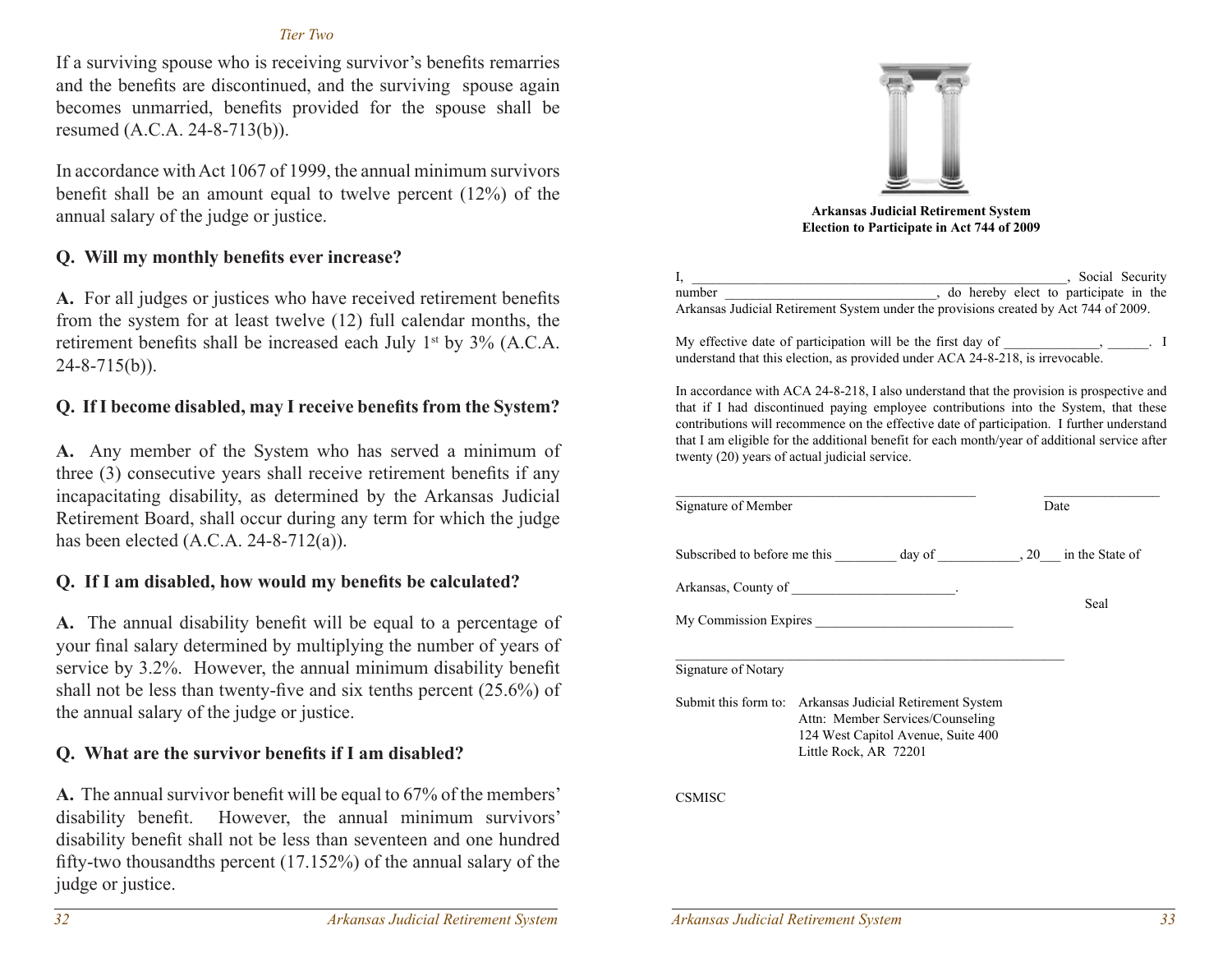*Tier Two*

If a surviving spouse who is receiving survivor's benefits remarries and the benefits are discontinued, and the surviving spouse again becomes unmarried, benefits provided for the spouse shall be resumed (A.C.A. 24-8-713(b)).

In accordance with Act 1067 of 1999, the annual minimum survivors benefit shall be an amount equal to twelve percent (12%) of the annual salary of the judge or justice.

**Q. Will my monthly benefits ever increase?**

**A.** For all judges or justices who have received retirement benefits from the system for at least twelve (12) full calendar months, the retirement benefits shall be increased each July 1st by 3% (A.C.A. 24-8-715(b)).

**Q. If I become disabled, may I receive benefits from the System?**

**A.** Any member of the System who has served a minimum of three (3) consecutive years shall receive retirement benefits if any incapacitating disability, as determined by the Arkansas Judicial Retirement Board, shall occur during any term for which the judge has been elected (A.C.A. 24-8-712(a)).

**Q. If I am disabled, how would my benefits be calculated?**

**A.** The annual disability benefit will be equal to a percentage of your final salary determined by multiplying the number of years of service by 3.2%. However, the annual minimum disability benefit shall not be less than twenty-five and six tenths percent (25.6%) of the annual salary of the judge or justice.

**Q. What are the survivor benefits if I am disabled?**

**A.** The annual survivor benefit will be equal to 67% of the members' disability benefit. However, the annual minimum survivors' disability benefit shall not be less than seventeen and one hundred fifty-two thousandths percent (17.152%) of the annual salary of the judge or justice.

**Arkansas Judicial Retirement System**
**Election to Participate in Act 744 of 2009**

I, ______________________________________________________, Social Security number ______________________________, do hereby elect to participate in the Arkansas Judicial Retirement System under the provisions created by Act 744 of 2009.

My effective date of participation will be the first day of _____________, ______. I understand that this election, as provided under ACA 24-8-218, is irrevocable.

In accordance with ACA 24-8-218, I also understand that the provision is prospective and that if I had discontinued paying employee contributions into the System, that these contributions will recommence on the effective date of participation. I further understand that I am eligible for the additional benefit for each month/year of additional service after twenty (20) years of actual judicial service.

___________________________________________ ________________
Signature of Member Date

Subscribed to before me this _________ day of ____________, 20___ in the State of

Arkansas, County of _______________________.

Seal

My Commission Expires ____________________________

_________________________________________________________
Signature of Notary

Submit this form to: Arkansas Judicial Retirement System
Attn: Member Services/Counseling
124 West Capitol Avenue, Suite 400
Little Rock, AR 72201

CSMISC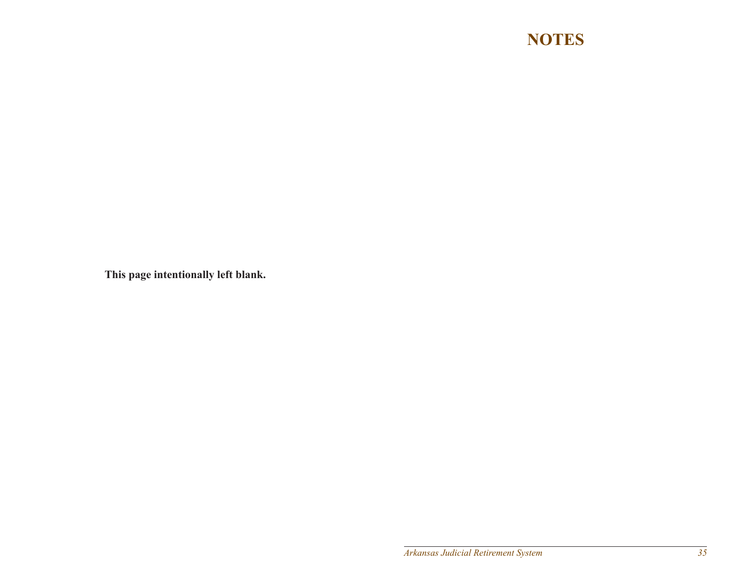# NOTES

**This page intentionally left blank.**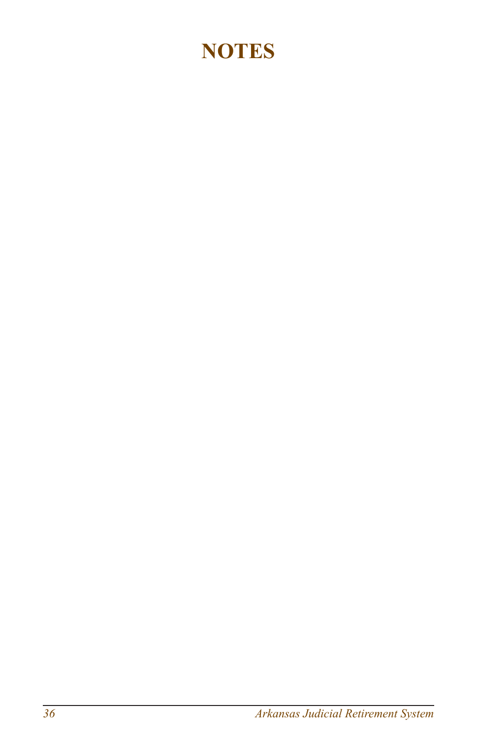# NOTES